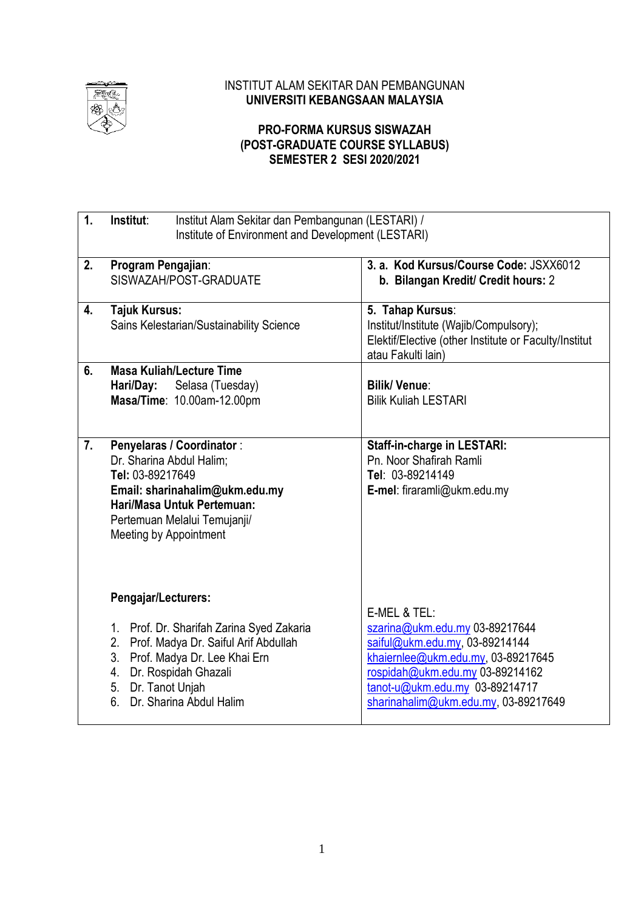INSTITUT ALAM SEKITAR DAN PEMBANGUNAN
**UNIVERSITI KEBANGSAAN MALAYSIA**

**PRO-FORMA KURSUS SISWAZAH**
**(POST-GRADUATE COURSE SYLLABUS)**
**SEMESTER 2 SESI 2020/2021**

| | | |
|---|---|---|
| **1.** | **Institut**: Institut Alam Sekitar dan Pembangunan (LESTARI) / Institute of Environment and Development (LESTARI) | |
| **2.** | **Program Pengajian**: SISWAZAH/POST-GRADUATE | **3. a. Kod Kursus/Course Code:** JSXX6012<br>**b. Bilangan Kredit/ Credit hours:** 2 |
| **4.** | **Tajuk Kursus:** Sains Kelestarian/Sustainability Science | **5. Tahap Kursus**: Institut/Institute (Wajib/Compulsory); Elektif/Elective (other Institute or Faculty/Institut atau Fakulti lain) |
| **6.** | **Masa Kuliah/Lecture Time**<br>**Hari/Day:** Selasa (Tuesday)<br>**Masa/Time**: 10.00am-12.00pm | **Bilik/ Venue**: Bilik Kuliah LESTARI |
| **7.** | **Penyelaras / Coordinator** : Dr. Sharina Abdul Halim;<br>**Tel:** 03-89217649<br>**Email: sharinahalim@ukm.edu.my**<br>**Hari/Masa Untuk Pertemuan:** Pertemuan Melalui Temujanji/ Meeting by Appointment | **Staff-in-charge in LESTARI:** Pn. Noor Shafirah Ramli<br>**Tel**: 03-89214149<br>**E-mel**: firaramli@ukm.edu.my |
| | **Pengajar/Lecturers:**<br>1. Prof. Dr. Sharifah Zarina Syed Zakaria<br>2. Prof. Madya Dr. Saiful Arif Abdullah<br>3. Prof. Madya Dr. Lee Khai Ern<br>4. Dr. Rospidah Ghazali<br>5. Dr. Tanot Unjah<br>6. Dr. Sharina Abdul Halim | E-MEL & TEL:<br>szarina@ukm.edu.my 03-89217644<br>saiful@ukm.edu.my, 03-89214144<br>khaiernlee@ukm.edu.my, 03-89217645<br>rospidah@ukm.edu.my 03-89214162<br>tanot-u@ukm.edu.my 03-89214717<br>sharinahalim@ukm.edu.my, 03-89217649 |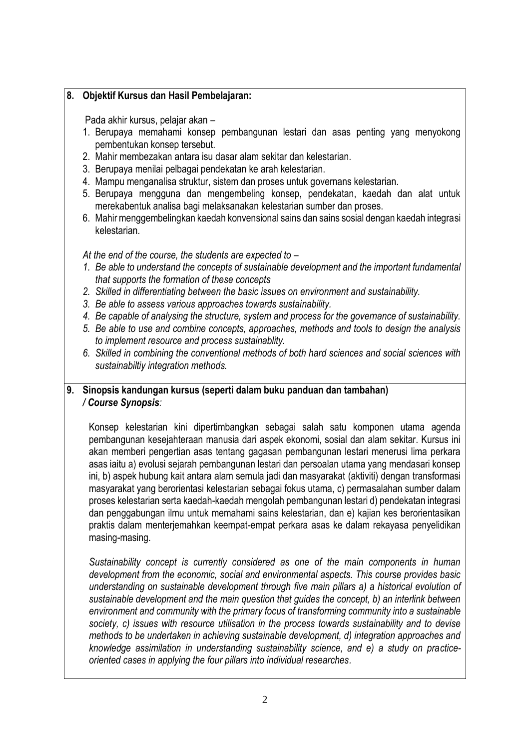**8. Objektif Kursus dan Hasil Pembelajaran:**

Pada akhir kursus, pelajar akan –

1. Berupaya memahami konsep pembangunan lestari dan asas penting yang menyokong pembentukan konsep tersebut.
2. Mahir membezakan antara isu dasar alam sekitar dan kelestarian.
3. Berupaya menilai pelbagai pendekatan ke arah kelestarian.
4. Mampu menganalisa struktur, sistem dan proses untuk governans kelestarian.
5. Berupaya mengguna dan mengembeling konsep, pendekatan, kaedah dan alat untuk merekabentuk analisa bagi melaksanakan kelestarian sumber dan proses.
6. Mahir menggembelingkan kaedah konvensional sains dan sains sosial dengan kaedah integrasi kelestarian.

*At the end of the course, the students are expected to –*

1. *Be able to understand the concepts of sustainable development and the important fundamental that supports the formation of these concepts*
2. *Skilled in differentiating between the basic issues on environment and sustainability.*
3. *Be able to assess various approaches towards sustainability.*
4. *Be capable of analysing the structure, system and process for the governance of sustainability.*
5. *Be able to use and combine concepts, approaches, methods and tools to design the analysis to implement resource and process sustainablity.*
6. *Skilled in combining the conventional methods of both hard sciences and social sciences with sustainabiltiy integration methods.*

**9. Sinopsis kandungan kursus (seperti dalam buku panduan dan tambahan) */ Course Synopsis*:**

Konsep kelestarian kini dipertimbangkan sebagai salah satu komponen utama agenda pembangunan kesejahteraan manusia dari aspek ekonomi, sosial dan alam sekitar. Kursus ini akan memberi pengertian asas tentang gagasan pembangunan lestari menerusi lima perkara asas iaitu a) evolusi sejarah pembangunan lestari dan persoalan utama yang mendasari konsep ini, b) aspek hubung kait antara alam semula jadi dan masyarakat (aktiviti) dengan transformasi masyarakat yang berorientasi kelestarian sebagai fokus utama, c) permasalahan sumber dalam proses kelestarian serta kaedah-kaedah mengolah pembangunan lestari d) pendekatan integrasi dan penggabungan ilmu untuk memahami sains kelestarian, dan e) kajian kes berorientasikan praktis dalam menterjemahkan keempat-empat perkara asas ke dalam rekayasa penyelidikan masing-masing.

*Sustainability concept is currently considered as one of the main components in human development from the economic, social and environmental aspects. This course provides basic understanding on sustainable development through five main pillars a) a historical evolution of sustainable development and the main question that guides the concept, b) an interlink between environment and community with the primary focus of transforming community into a sustainable society, c) issues with resource utilisation in the process towards sustainability and to devise methods to be undertaken in achieving sustainable development, d) integration approaches and knowledge assimilation in understanding sustainability science, and e) a study on practice-oriented cases in applying the four pillars into individual researches*.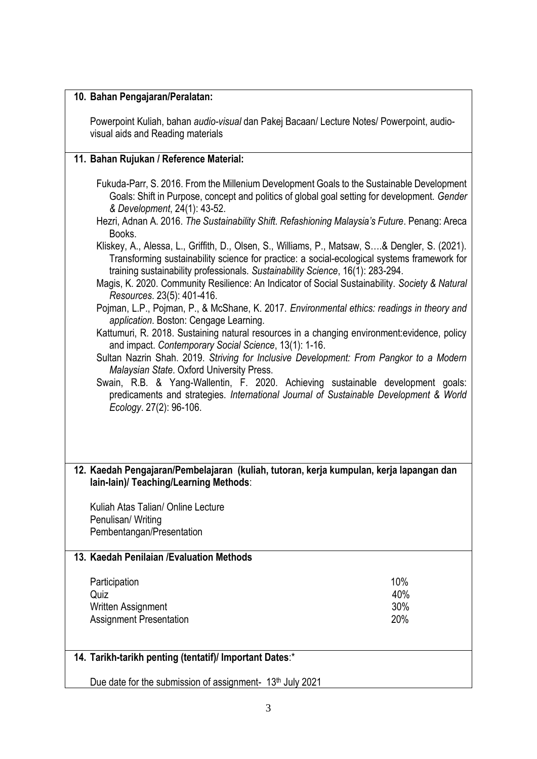## 10. Bahan Pengajaran/Peralatan:

Powerpoint Kuliah, bahan *audio-visual* dan Pakej Bacaan/ Lecture Notes/ Powerpoint, audio-visual aids and Reading materials

## 11. Bahan Rujukan / Reference Material:

Fukuda-Parr, S. 2016. From the Millenium Development Goals to the Sustainable Development Goals: Shift in Purpose, concept and politics of global goal setting for development. *Gender & Development*, 24(1): 43-52.

Hezri, Adnan A. 2016. *The Sustainability Shift. Refashioning Malaysia's Future*. Penang: Areca Books.

Kliskey, A., Alessa, L., Griffith, D., Olsen, S., Williams, P., Matsaw, S….& Dengler, S. (2021). Transforming sustainability science for practice: a social-ecological systems framework for training sustainability professionals. *Sustainability Science*, 16(1): 283-294.

Magis, K. 2020. Community Resilience: An Indicator of Social Sustainability. *Society & Natural Resources*. 23(5): 401-416.

Pojman, L.P., Pojman, P., & McShane, K. 2017. *Environmental ethics: readings in theory and application*. Boston: Cengage Learning.

Kattumuri, R. 2018. Sustaining natural resources in a changing environment:evidence, policy and impact. *Contemporary Social Science*, 13(1): 1-16.

Sultan Nazrin Shah. 2019. *Striving for Inclusive Development: From Pangkor to a Modern Malaysian State*. Oxford University Press.

Swain, R.B. & Yang-Wallentin, F. 2020. Achieving sustainable development goals: predicaments and strategies. *International Journal of Sustainable Development & World Ecology*. 27(2): 96-106.

## 12. Kaedah Pengajaran/Pembelajaran (kuliah, tutoran, kerja kumpulan, kerja lapangan dan lain-lain)/ Teaching/Learning Methods:

Kuliah Atas Talian/ Online Lecture
Penulisan/ Writing
Pembentangan/Presentation

## 13. Kaedah Penilaian /Evaluation Methods

| | |
|---|---|
| Participation | 10% |
| Quiz | 40% |
| Written Assignment | 30% |
| Assignment Presentation | 20% |

## 14. Tarikh-tarikh penting (tentatif)/ Important Dates:*

Due date for the submission of assignment- 13th July 2021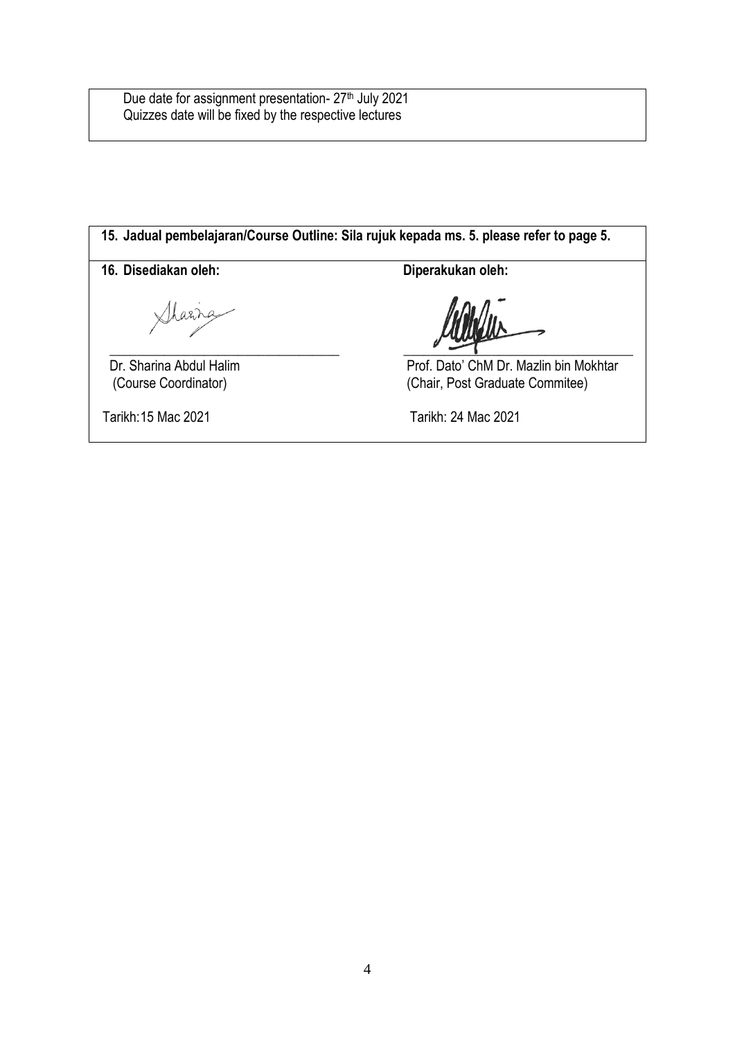Due date for assignment presentation- 27th July 2021
Quizzes date will be fixed by the respective lectures

**15. Jadual pembelajaran/Course Outline: Sila rujuk kepada ms. 5. please refer to page 5.**

| **16. Disediakan oleh:** | **Diperakukan oleh:** |
|---|---|
| Dr. Sharina Abdul Halim<br>(Course Coordinator) | Prof. Dato' ChM Dr. Mazlin bin Mokhtar<br>(Chair, Post Graduate Commitee) |
| Tarikh:15 Mac 2021 | Tarikh: 24 Mac 2021 |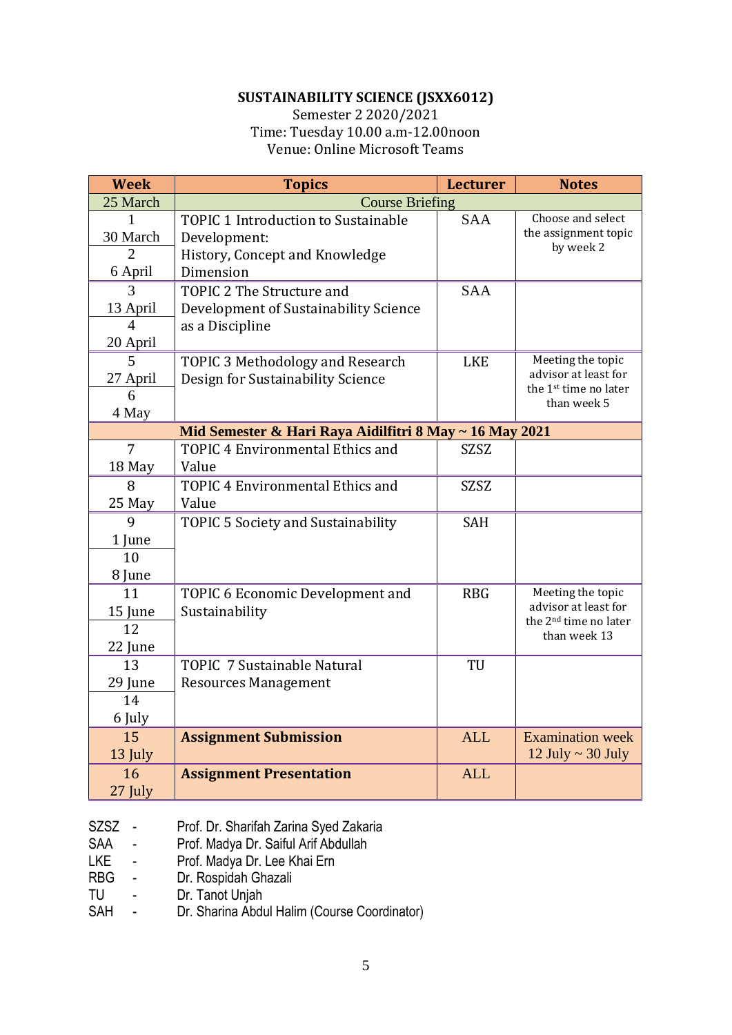**SUSTAINABILITY SCIENCE (JSXX6012)**
Semester 2 2020/2021
Time: Tuesday 10.00 a.m-12.00noon
Venue: Online Microsoft Teams

| Week | Topics | Lecturer | Notes |
|---|---|---|---|
| 25 March | Course Briefing | | |
| 1<br>30 March<br>2<br>6 April | TOPIC 1 Introduction to Sustainable Development:<br>History, Concept and Knowledge Dimension | SAA | Choose and select the assignment topic by week 2 |
| 3<br>13 April<br>4<br>20 April | TOPIC 2 The Structure and Development of Sustainability Science as a Discipline | SAA | |
| 5<br>27 April<br>6<br>4 May | TOPIC 3 Methodology and Research Design for Sustainability Science | LKE | Meeting the topic advisor at least for the 1st time no later than week 5 |
| **Mid Semester & Hari Raya Aidilfitri 8 May ~ 16 May 2021** | | | |
| 7<br>18 May | TOPIC 4 Environmental Ethics and Value | SZSZ | |
| 8<br>25 May | TOPIC 4 Environmental Ethics and Value | SZSZ | |
| 9<br>1 June<br>10<br>8 June | TOPIC 5 Society and Sustainability | SAH | |
| 11<br>15 June<br>12<br>22 June | TOPIC 6 Economic Development and Sustainability | RBG | Meeting the topic advisor at least for the 2nd time no later than week 13 |
| 13<br>29 June<br>14<br>6 July | TOPIC 7 Sustainable Natural Resources Management | TU | |
| 15<br>13 July | **Assignment Submission** | ALL | Examination week 12 July ~ 30 July |
| 16<br>27 July | **Assignment Presentation** | ALL | |

SZSZ - Prof. Dr. Sharifah Zarina Syed Zakaria
SAA - Prof. Madya Dr. Saiful Arif Abdullah
LKE - Prof. Madya Dr. Lee Khai Ern
RBG - Dr. Rospidah Ghazali
TU - Dr. Tanot Unjah
SAH - Dr. Sharina Abdul Halim (Course Coordinator)